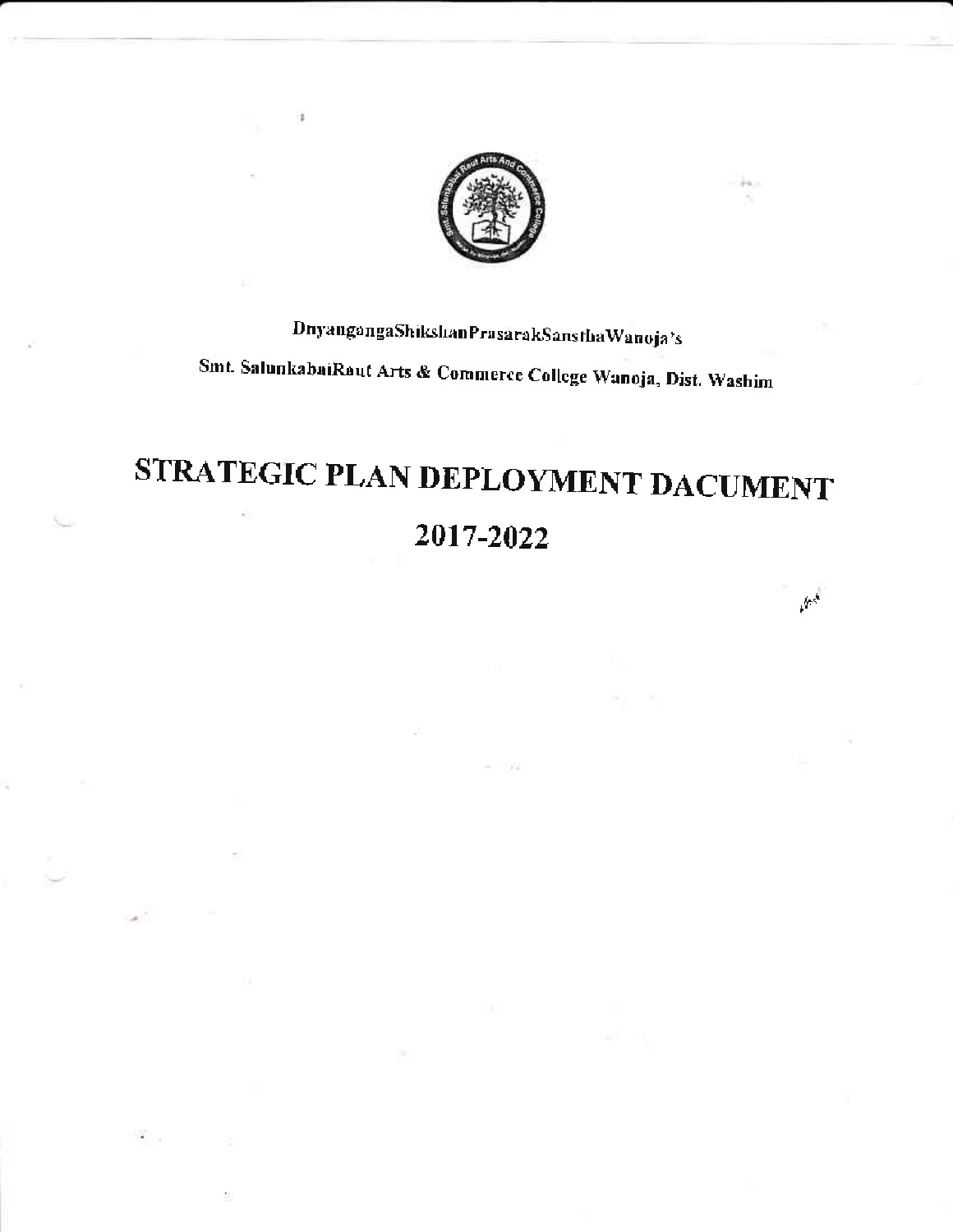DnyangangaShikshanPrasarakSansthaWanoja's

Smt. SalunkabaiRaut Arts & Commerce College Wanoja, Dist. Washim

# STRATEGIC PLAN DEPLOYMENT DACUMENT

# 2017-2022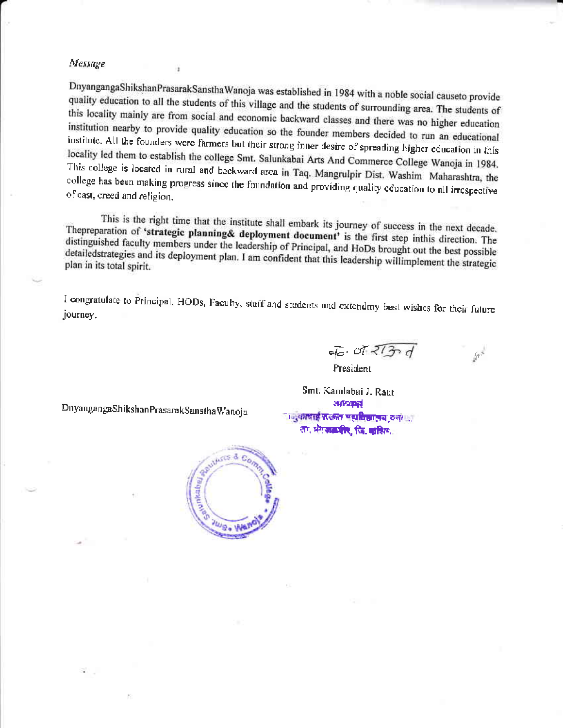*Message*

DnyangangaShikshanPrasarakSansthaWanoja was established in 1984 with a noble social causeto provide quality education to all the students of this village and the students of surrounding area. The students of this locality mainly are from social and economic backward classes and there was no higher education institution nearby to provide quality education so the founder members decided to run an educational institute. All the founders were farmers but their strong inner desire of spreading higher education in this locality led them to establish the college Smt. Salunkabai Arts And Commerce College Wanoja in 1984. This college is located in rural and backward area in Taq. Mangrulpir Dist. Washim Maharashtra, the college has been making progress since the foundation and providing quality education to all irrespective of cast, creed and religion.

This is the right time that the institute shall embark its journey of success in the next decade. Thepreparation of **'strategic planning& deployment document'** is the first step inthis direction. The distinguished faculty members under the leadership of Principal, and HoDs brought out the best possible detailedstrategies and its deployment plan. I am confident that this leadership willimplement the strategic plan in its total spirit.

I congratulate to Principal, HODs, Faculty, staff and students and extendmy best wishes for their future journey.

President

Smt. Kamlabai J. Raut

DnyangangaShikshanPrasarakSansthaWanoja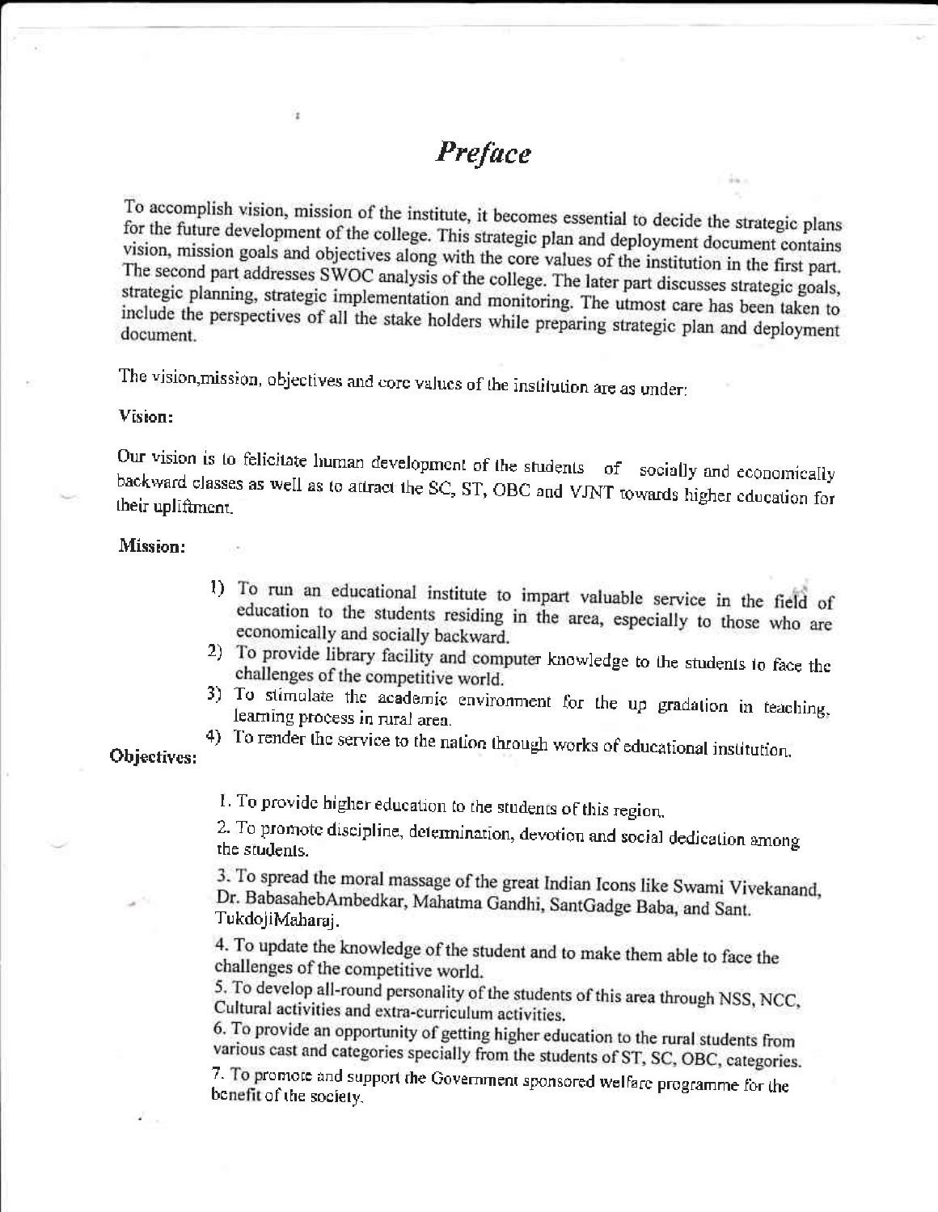# *Preface*

To accomplish vision, mission of the institute, it becomes essential to decide the strategic plans for the future development of the college. This strategic plan and deployment document contains vision, mission goals and objectives along with the core values of the institution in the first part. The second part addresses SWOC analysis of the college. The later part discusses strategic goals, strategic planning, strategic implementation and monitoring. The utmost care has been taken to include the perspectives of all the stake holders while preparing strategic plan and deployment document.

The vision,mission, objectives and core values of the institution are as under:

**Vision:**

Our vision is to felicitate human development of the students of socially and economically backward classes as well as to attract the SC, ST, OBC and VJNT towards higher education for their upliftment.

**Mission:**

1) To run an educational institute to impart valuable service in the field of education to the students residing in the area, especially to those who are economically and socially backward.
2) To provide library facility and computer knowledge to the students to face the challenges of the competitive world.
3) To stimulate the academic environment for the up gradation in teaching, learning process in rural area.
4) To render the service to the nation through works of educational institution.

**Objectives:**

1. To provide higher education to the students of this region.
2. To promote discipline, determination, devotion and social dedication among the students.
3. To spread the moral massage of the great Indian Icons like Swami Vivekanand, Dr. BabasahebAmbedkar, Mahatma Gandhi, SantGadge Baba, and Sant. TukdojiMaharaj.
4. To update the knowledge of the student and to make them able to face the challenges of the competitive world.
5. To develop all-round personality of the students of this area through NSS, NCC, Cultural activities and extra-curriculum activities.
6. To provide an opportunity of getting higher education to the rural students from various cast and categories specially from the students of ST, SC, OBC, categories.
7. To promote and support the Government sponsored welfare programme for the benefit of the society.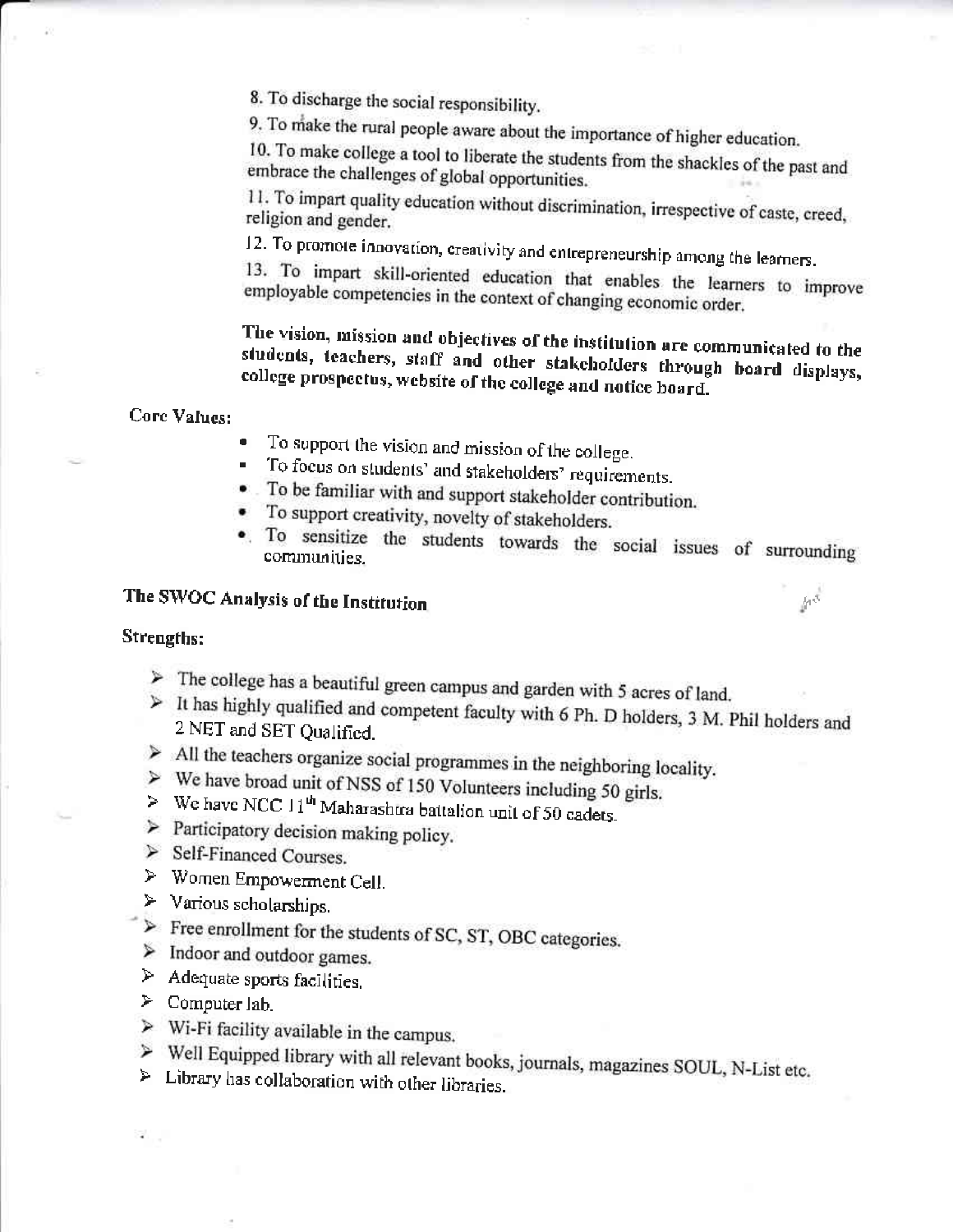8. To discharge the social responsibility.

9. To make the rural people aware about the importance of higher education.

10. To make college a tool to liberate the students from the shackles of the past and embrace the challenges of global opportunities.

11. To impart quality education without discrimination, irrespective of caste, creed, religion and gender.

12. To promote innovation, creativity and entrepreneurship among the learners.

13. To impart skill-oriented education that enables the learners to improve employable competencies in the context of changing economic order.

**The vision, mission and objectives of the institution are communicated to the students, teachers, staff and other stakeholders through board displays, college prospectus, website of the college and notice board.**

**Core Values:**

- To support the vision and mission of the college.
- To focus on students' and stakeholders' requirements.
- To be familiar with and support stakeholder contribution.
- To support creativity, novelty of stakeholders.
- To sensitize the students towards the social issues of surrounding communities.

## The SWOC Analysis of the Institution

**Strengths:**

- The college has a beautiful green campus and garden with 5 acres of land.
- It has highly qualified and competent faculty with 6 Ph. D holders, 3 M. Phil holders and 2 NET and SET Qualified.
- All the teachers organize social programmes in the neighboring locality.
- We have broad unit of NSS of 150 Volunteers including 50 girls.
- We have NCC 11th Maharashtra battalion unit of 50 cadets.
- Participatory decision making policy.
- Self-Financed Courses.
- Women Empowerment Cell.
- Various scholarships.
- Free enrollment for the students of SC, ST, OBC categories.
- Indoor and outdoor games.
- Adequate sports facilities.
- Computer lab.
- Wi-Fi facility available in the campus.
- Well Equipped library with all relevant books, journals, magazines SOUL, N-List etc.
- Library has collaboration with other libraries.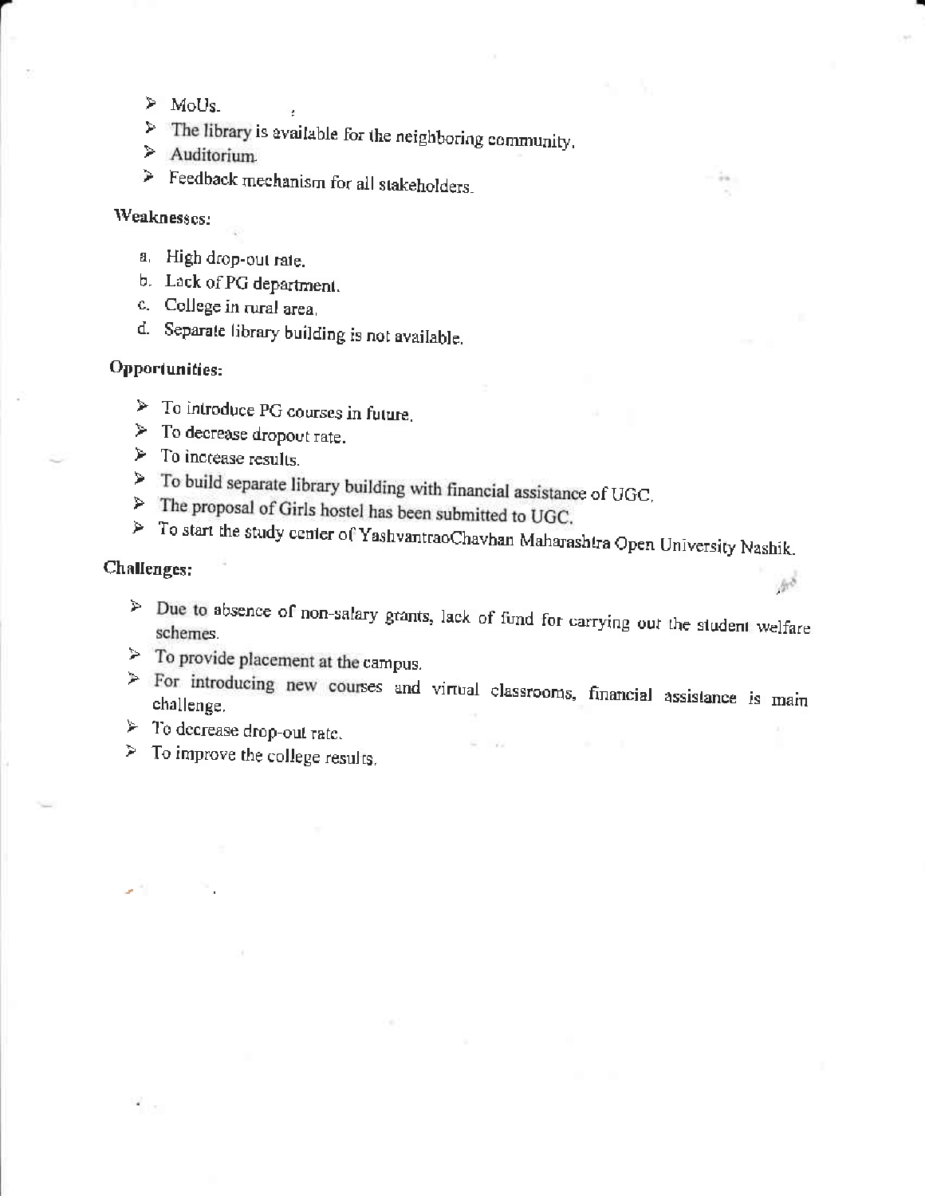- MoUs.
- The library is available for the neighboring community.
- Auditorium.
- Feedback mechanism for all stakeholders.

**Weaknesses:**

a. High drop-out rate.
b. Lack of PG department.
c. College in rural area.
d. Separate library building is not available.

**Opportunities:**

- To introduce PG courses in future.
- To decrease dropout rate.
- To increase results.
- To build separate library building with financial assistance of UGC.
- The proposal of Girls hostel has been submitted to UGC.
- To start the study center of YashvantraoChavhan Maharashtra Open University Nashik.

**Challenges:**

- Due to absence of non-salary grants, lack of fund for carrying out the student welfare schemes.
- To provide placement at the campus.
- For introducing new courses and virtual classrooms, financial assistance is main challenge.
- To decrease drop-out rate.
- To improve the college results.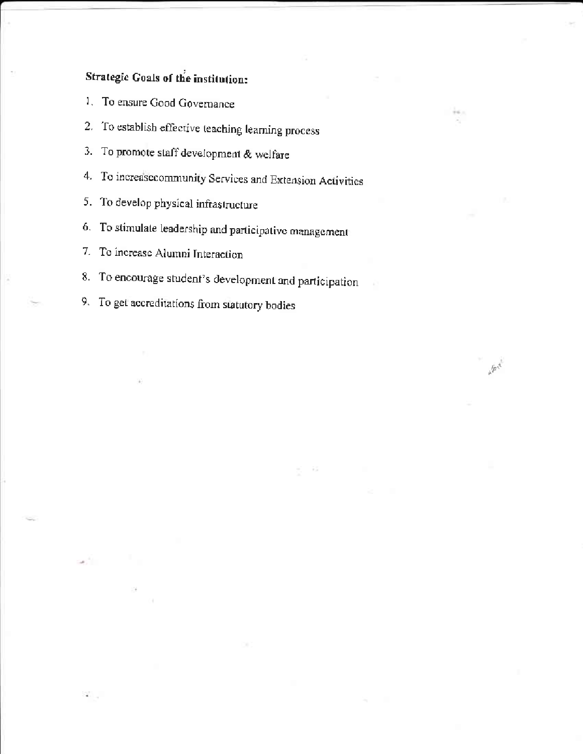**Strategic Goals of the institution:**

1. To ensure Good Governance
2. To establish effective teaching learning process
3. To promote staff development & welfare
4. To increasecommunity Services and Extension Activities
5. To develop physical infrastructure
6. To stimulate leadership and participative management
7. To increase Alumni Interaction
8. To encourage student's development and participation
9. To get accreditations from statutory bodies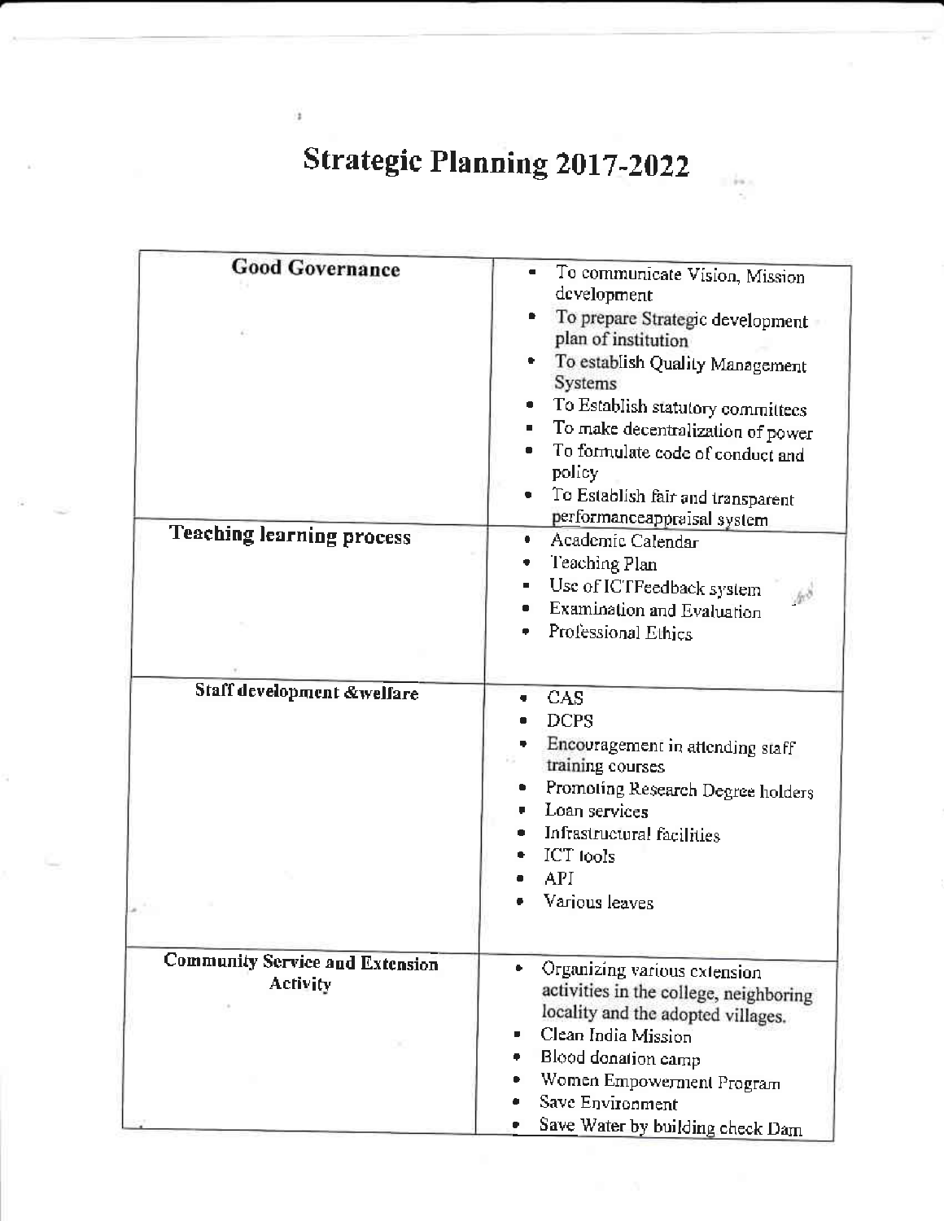# Strategic Planning 2017-2022

| **Good Governance** | • To communicate Vision, Mission development<br>• To prepare Strategic development plan of institution<br>• To establish Quality Management Systems<br>• To Establish statutory committees<br>• To make decentralization of power<br>• To formulate code of conduct and policy<br>• To Establish fair and transparent performanceappraisal system |
|---|---|
| **Teaching learning process** | • Academic Calendar<br>• Teaching Plan<br>• Use of ICTFeedback system<br>• Examination and Evaluation<br>• Professional Ethics |
| **Staff development &welfare** | • CAS<br>• DCPS<br>• Encouragement in attending staff training courses<br>• Promoting Research Degree holders<br>• Loan services<br>• Infrastructural facilities<br>• ICT tools<br>• API<br>• Various leaves |
| **Community Service and Extension Activity** | • Organizing various extension activities in the college, neighboring locality and the adopted villages.<br>• Clean India Mission<br>• Blood donation camp<br>• Women Empowerment Program<br>• Save Environment<br>• Save Water by building check Dam |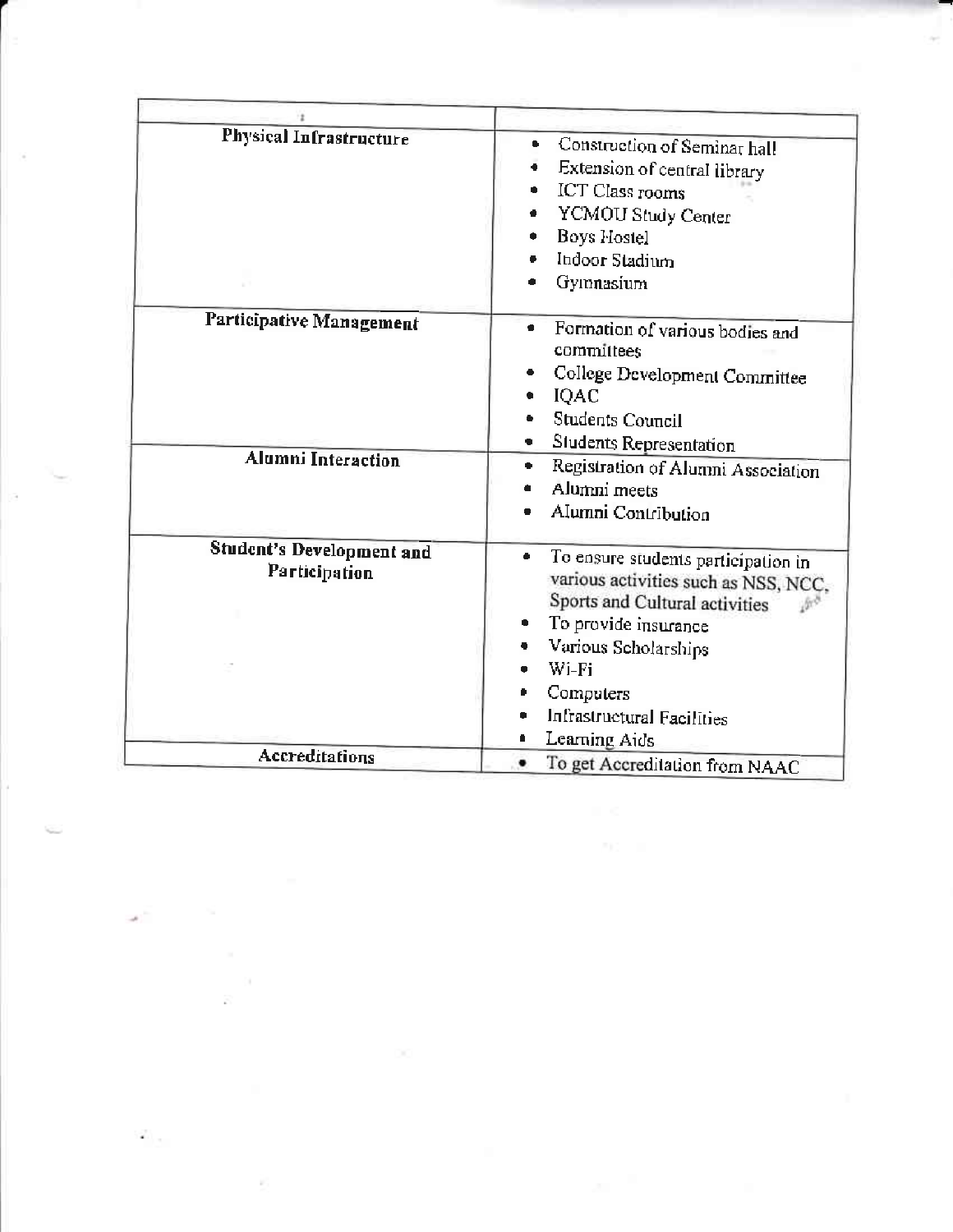| | |
|---|---|
| **Physical Infrastructure** | • Construction of Seminar hall<br>• Extension of central library<br>• ICT Class rooms<br>• YCMOU Study Center<br>• Boys Hostel<br>• Indoor Stadium<br>• Gymnasium |
| **Participative Management** | • Formation of various bodies and committees<br>• College Development Committee<br>• IQAC<br>• Students Council<br>• Students Representation |
| **Alumni Interaction** | • Registration of Alumni Association<br>• Alumni meets<br>• Alumni Contribution |
| **Student's Development and Participation** | • To ensure students participation in various activities such as NSS, NCC, Sports and Cultural activities<br>• To provide insurance<br>• Various Scholarships<br>• Wi-Fi<br>• Computers<br>• Infrastructural Facilities<br>• Learning Aids |
| **Accreditations** | • To get Accreditation from NAAC |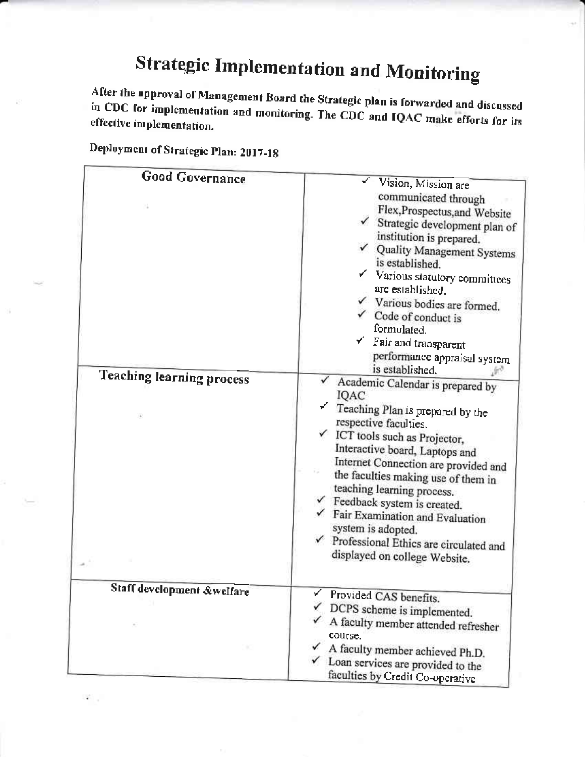# Strategic Implementation and Monitoring

After the approval of Management Board the Strategic plan is forwarded and discussed in CDC for implementation and monitoring. The CDC and IQAC make efforts for its effective implementation.

Deployment of Strategic Plan: 2017-18

| | |
|---|---|
| **Good Governance** | ✓ Vision, Mission are communicated through Flex,Prospectus,and Website<br>✓ Strategic development plan of institution is prepared.<br>✓ Quality Management Systems is established.<br>✓ Various statutory committees are established.<br>✓ Various bodies are formed.<br>✓ Code of conduct is formulated.<br>✓ Fair and transparent performance appraisal system is established. |
| **Teaching learning process** | ✓ Academic Calendar is prepared by IQAC<br>✓ Teaching Plan is prepared by the respective faculties.<br>✓ ICT tools such as Projector, Interactive board, Laptops and Internet Connection are provided and the faculties making use of them in teaching learning process.<br>✓ Feedback system is created.<br>✓ Fair Examination and Evaluation system is adopted.<br>✓ Professional Ethics are circulated and displayed on college Website. |
| **Staff development &welfare** | ✓ Provided CAS benefits.<br>✓ DCPS scheme is implemented.<br>✓ A faculty member attended refresher course.<br>✓ A faculty member achieved Ph.D.<br>✓ Loan services are provided to the faculties by Credit Co-operative |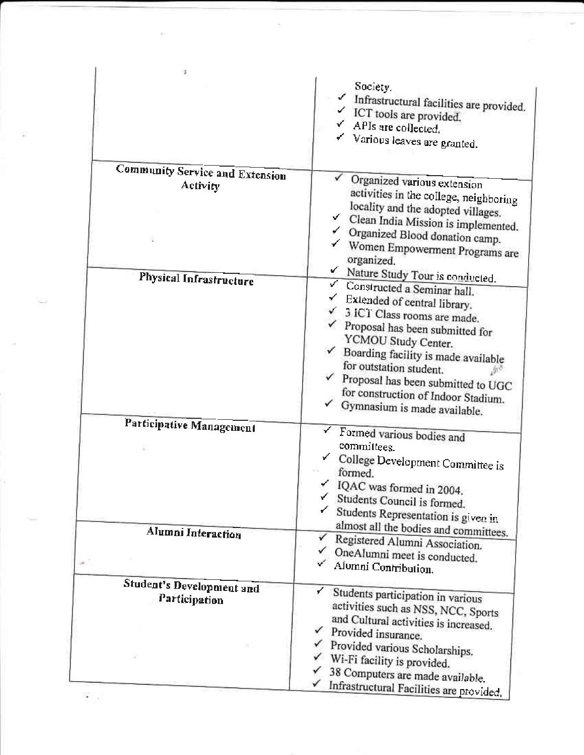| | |
|---|---|
| | Society.<br>✓ Infrastructural facilities are provided.<br>✓ ICT tools are provided.<br>✓ APIs are collected.<br>✓ Various leaves are granted. |
| **Community Service and Extension Activity** | ✓ Organized various extension activities in the college, neighboring locality and the adopted villages.<br>✓ Clean India Mission is implemented.<br>✓ Organized Blood donation camp.<br>✓ Women Empowerment Programs are organized.<br>✓ Nature Study Tour is conducted. |
| **Physical Infrastructure** | ✓ Constructed a Seminar hall.<br>✓ Extended of central library.<br>✓ 3 ICT Class rooms are made.<br>✓ Proposal has been submitted for YCMOU Study Center.<br>✓ Boarding facility is made available for outstation student.<br>✓ Proposal has been submitted to UGC for construction of Indoor Stadium.<br>✓ Gymnasium is made available. |
| **Participative Management** | ✓ Formed various bodies and committees.<br>✓ College Development Committee is formed.<br>✓ IQAC was formed in 2004.<br>✓ Students Council is formed.<br>✓ Students Representation is given in almost all the bodies and committees. |
| **Alumni Interaction** | ✓ Registered Alumni Association.<br>✓ OneAlumni meet is conducted.<br>✓ Alumni Contribution. |
| **Student's Development and Participation** | ✓ Students participation in various activities such as NSS, NCC, Sports and Cultural activities is increased.<br>✓ Provided insurance.<br>✓ Provided various Scholarships.<br>✓ Wi-Fi facility is provided.<br>✓ 38 Computers are made available.<br>✓ Infrastructural Facilities are provided. |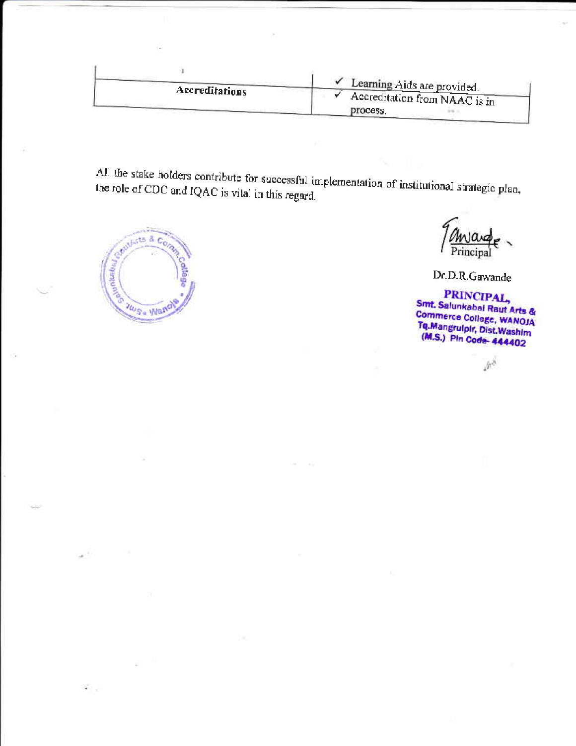| | |
|---|---|
| | ✓ Learning Aids are provided. |
| **Accreditations** | ✓ Accreditation from NAAC is in process. |

All the stake holders contribute for successful implementation of institutional strategic plan, the role of CDC and IQAC is vital in this regard.

Principal

Dr.D.R.Gawande

**PRINCIPAL,**
**Smt. Salunkabai Raut Arts & Commerce College, WANOJA**
**Tq.Mangrulpir, Dist.Washim**
**(M.S.) Pin Code- 444402**